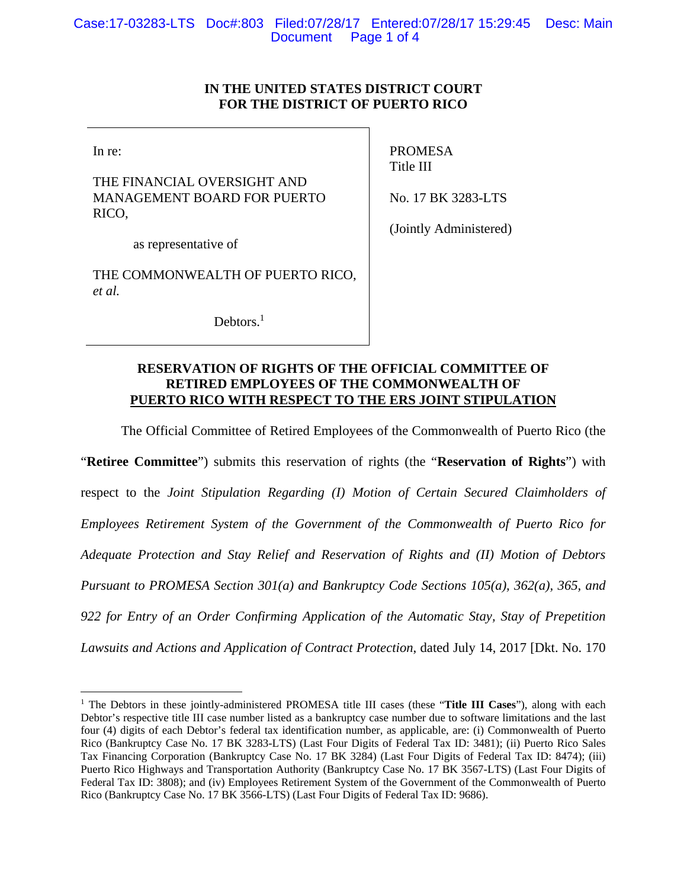**IN THE UNITED STATES DISTRICT COURT**
**FOR THE DISTRICT OF PUERTO RICO**

| | |
|---|---|
| In re:<br><br>THE FINANCIAL OVERSIGHT AND MANAGEMENT BOARD FOR PUERTO RICO,<br><br>as representative of<br><br>THE COMMONWEALTH OF PUERTO RICO, *et al.*<br><br>Debtors.[1] | PROMESA<br>Title III<br><br>No. 17 BK 3283-LTS<br><br>(Jointly Administered) |

**RESERVATION OF RIGHTS OF THE OFFICIAL COMMITTEE OF RETIRED EMPLOYEES OF THE COMMONWEALTH OF PUERTO RICO WITH RESPECT TO THE ERS JOINT STIPULATION**

The Official Committee of Retired Employees of the Commonwealth of Puerto Rico (the "**Retiree Committee**") submits this reservation of rights (the "**Reservation of Rights**") with respect to the *Joint Stipulation Regarding (I) Motion of Certain Secured Claimholders of Employees Retirement System of the Government of the Commonwealth of Puerto Rico for Adequate Protection and Stay Relief and Reservation of Rights and (II) Motion of Debtors Pursuant to PROMESA Section 301(a) and Bankruptcy Code Sections 105(a), 362(a), 365, and 922 for Entry of an Order Confirming Application of the Automatic Stay, Stay of Prepetition Lawsuits and Actions and Application of Contract Protection*, dated July 14, 2017 [Dkt. No. 170

---

[1] The Debtors in these jointly-administered PROMESA title III cases (these "**Title III Cases**"), along with each Debtor's respective title III case number listed as a bankruptcy case number due to software limitations and the last four (4) digits of each Debtor's federal tax identification number, as applicable, are: (i) Commonwealth of Puerto Rico (Bankruptcy Case No. 17 BK 3283-LTS) (Last Four Digits of Federal Tax ID: 3481); (ii) Puerto Rico Sales Tax Financing Corporation (Bankruptcy Case No. 17 BK 3284) (Last Four Digits of Federal Tax ID: 8474); (iii) Puerto Rico Highways and Transportation Authority (Bankruptcy Case No. 17 BK 3567-LTS) (Last Four Digits of Federal Tax ID: 3808); and (iv) Employees Retirement System of the Government of the Commonwealth of Puerto Rico (Bankruptcy Case No. 17 BK 3566-LTS) (Last Four Digits of Federal Tax ID: 9686).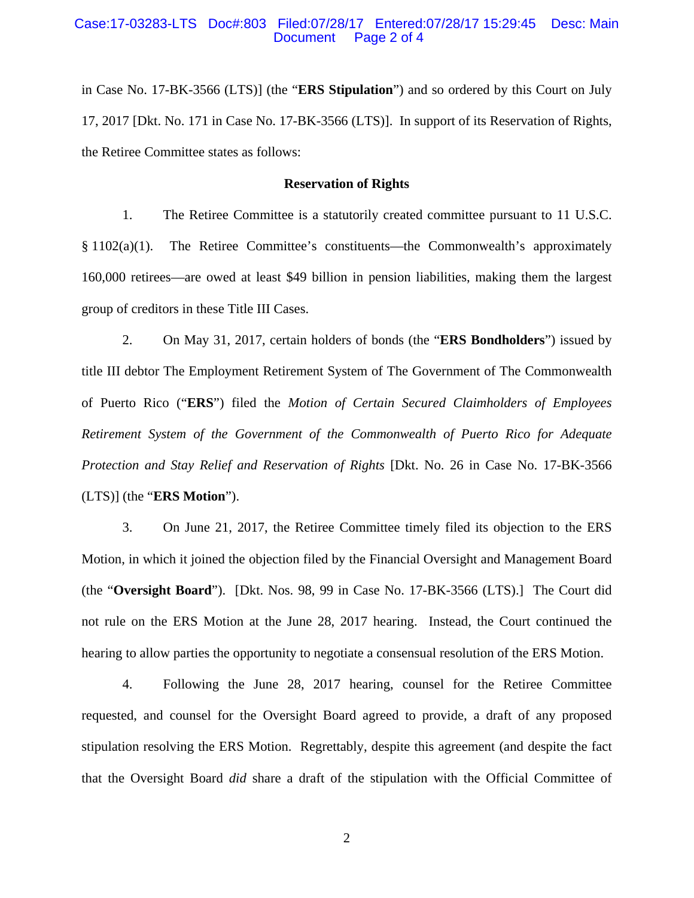in Case No. 17-BK-3566 (LTS)] (the "**ERS Stipulation**") and so ordered by this Court on July 17, 2017 [Dkt. No. 171 in Case No. 17-BK-3566 (LTS)]. In support of its Reservation of Rights, the Retiree Committee states as follows:

**Reservation of Rights**

1. The Retiree Committee is a statutorily created committee pursuant to 11 U.S.C. § 1102(a)(1). The Retiree Committee's constituents—the Commonwealth's approximately 160,000 retirees—are owed at least $49 billion in pension liabilities, making them the largest group of creditors in these Title III Cases.

2. On May 31, 2017, certain holders of bonds (the "**ERS Bondholders**") issued by title III debtor The Employment Retirement System of The Government of The Commonwealth of Puerto Rico ("**ERS**") filed the *Motion of Certain Secured Claimholders of Employees Retirement System of the Government of the Commonwealth of Puerto Rico for Adequate Protection and Stay Relief and Reservation of Rights* [Dkt. No. 26 in Case No. 17-BK-3566 (LTS)] (the "**ERS Motion**").

3. On June 21, 2017, the Retiree Committee timely filed its objection to the ERS Motion, in which it joined the objection filed by the Financial Oversight and Management Board (the "**Oversight Board**"). [Dkt. Nos. 98, 99 in Case No. 17-BK-3566 (LTS).] The Court did not rule on the ERS Motion at the June 28, 2017 hearing. Instead, the Court continued the hearing to allow parties the opportunity to negotiate a consensual resolution of the ERS Motion.

4. Following the June 28, 2017 hearing, counsel for the Retiree Committee requested, and counsel for the Oversight Board agreed to provide, a draft of any proposed stipulation resolving the ERS Motion. Regrettably, despite this agreement (and despite the fact that the Oversight Board *did* share a draft of the stipulation with the Official Committee of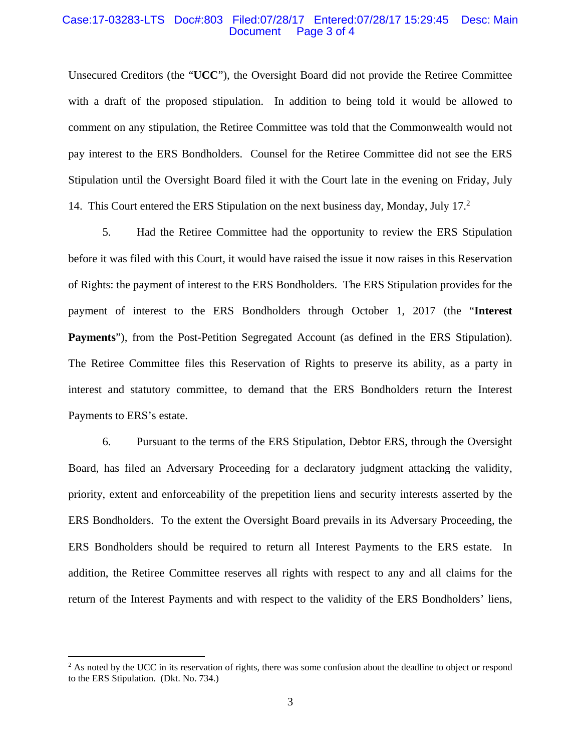Unsecured Creditors (the "**UCC**"), the Oversight Board did not provide the Retiree Committee with a draft of the proposed stipulation. In addition to being told it would be allowed to comment on any stipulation, the Retiree Committee was told that the Commonwealth would not pay interest to the ERS Bondholders. Counsel for the Retiree Committee did not see the ERS Stipulation until the Oversight Board filed it with the Court late in the evening on Friday, July 14. This Court entered the ERS Stipulation on the next business day, Monday, July 17.[2]

5. Had the Retiree Committee had the opportunity to review the ERS Stipulation before it was filed with this Court, it would have raised the issue it now raises in this Reservation of Rights: the payment of interest to the ERS Bondholders. The ERS Stipulation provides for the payment of interest to the ERS Bondholders through October 1, 2017 (the "**Interest Payments**"), from the Post-Petition Segregated Account (as defined in the ERS Stipulation). The Retiree Committee files this Reservation of Rights to preserve its ability, as a party in interest and statutory committee, to demand that the ERS Bondholders return the Interest Payments to ERS's estate.

6. Pursuant to the terms of the ERS Stipulation, Debtor ERS, through the Oversight Board, has filed an Adversary Proceeding for a declaratory judgment attacking the validity, priority, extent and enforceability of the prepetition liens and security interests asserted by the ERS Bondholders. To the extent the Oversight Board prevails in its Adversary Proceeding, the ERS Bondholders should be required to return all Interest Payments to the ERS estate. In addition, the Retiree Committee reserves all rights with respect to any and all claims for the return of the Interest Payments and with respect to the validity of the ERS Bondholders' liens,

---

[2] As noted by the UCC in its reservation of rights, there was some confusion about the deadline to object or respond to the ERS Stipulation. (Dkt. No. 734.)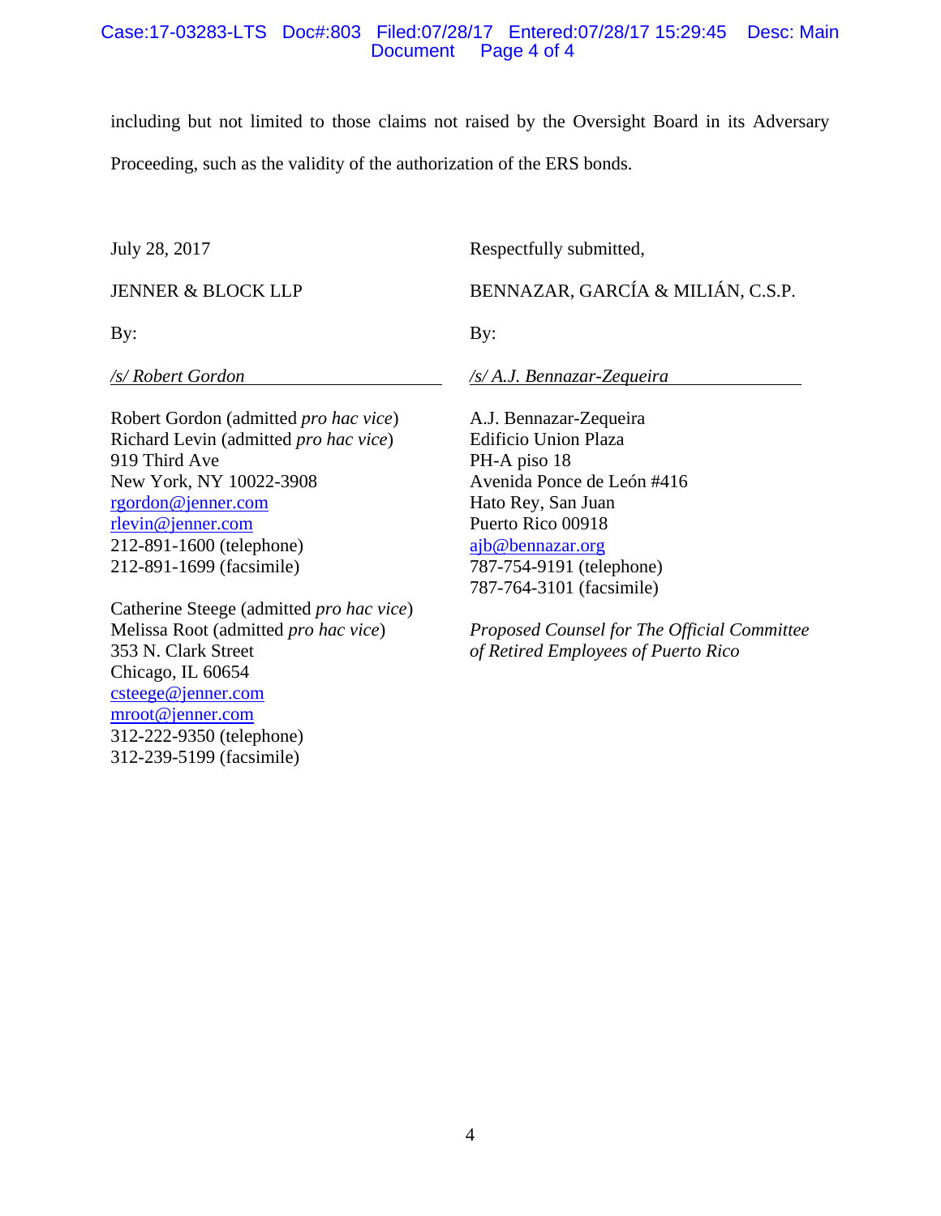including but not limited to those claims not raised by the Oversight Board in its Adversary Proceeding, such as the validity of the authorization of the ERS bonds.

July 28, 2017

Respectfully submitted,

JENNER & BLOCK LLP

By:

*/s/ Robert Gordon*

Robert Gordon (admitted *pro hac vice*)
Richard Levin (admitted *pro hac vice*)
919 Third Ave
New York, NY 10022-3908
rgordon@jenner.com
rlevin@jenner.com
212-891-1600 (telephone)
212-891-1699 (facsimile)

Catherine Steege (admitted *pro hac vice*)
Melissa Root (admitted *pro hac vice*)
353 N. Clark Street
Chicago, IL 60654
csteege@jenner.com
mroot@jenner.com
312-222-9350 (telephone)
312-239-5199 (facsimile)

BENNAZAR, GARCÍA & MILIÁN, C.S.P.

By:

*/s/ A.J. Bennazar-Zequeira*

A.J. Bennazar-Zequeira
Edificio Union Plaza
PH-A piso 18
Avenida Ponce de León #416
Hato Rey, San Juan
Puerto Rico 00918
ajb@bennazar.org
787-754-9191 (telephone)
787-764-3101 (facsimile)

*Proposed Counsel for The Official Committee of Retired Employees of Puerto Rico*